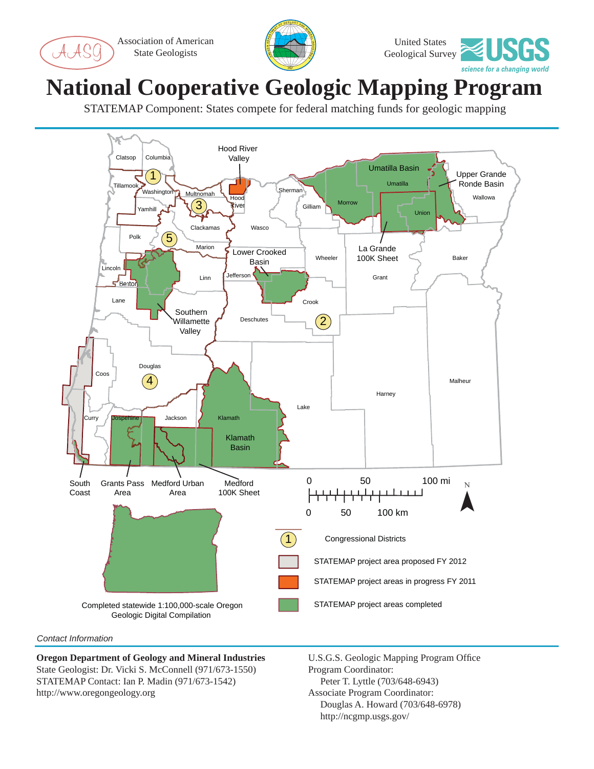Association of American State Geologists

United States Geological Survey

USGS science for a changing world

# National Cooperative Geologic Mapping Program

STATEMAP Component: States compete for federal matching funds for geologic mapping

Hood River Valley

Umatilla Basin

Upper Grande Ronde Basin

La Grande 100K Sheet

Lower Crooked Basin

Southern Willamette Valley

Klamath Basin

South Coast

Grants Pass Area

Medford Urban Area

Medford 100K Sheet

Clatsop, Columbia, Tillamook, Washington, Multnomah, Hood River, Sherman, Gilliam, Morrow, Umatilla, Union, Wallowa, Yamhill, Clackamas, Wasco, Polk, Marion, Wheeler, Baker, Lincoln, Benton, Linn, Jefferson, Grant, Lane, Crook, Deschutes, Douglas, Coos, Harney, Malheur, Curry, Josephine, Jackson, Klamath, Lake

0 50 100 mi

0 50 100 km

N

Completed statewide 1:100,000-scale Oregon Geologic Digital Compilation

1 Congressional Districts

STATEMAP project area proposed FY 2012

STATEMAP project areas in progress FY 2011

STATEMAP project areas completed

*Contact Information*

**Oregon Department of Geology and Mineral Industries**
State Geologist: Dr. Vicki S. McConnell (971/673-1550)
STATEMAP Contact: Ian P. Madin (971/673-1542)
http://www.oregongeology.org

U.S.G.S. Geologic Mapping Program Office
Program Coordinator:
Peter T. Lyttle (703/648-6943)
Associate Program Coordinator:
Douglas A. Howard (703/648-6978)
http://ncgmp.usgs.gov/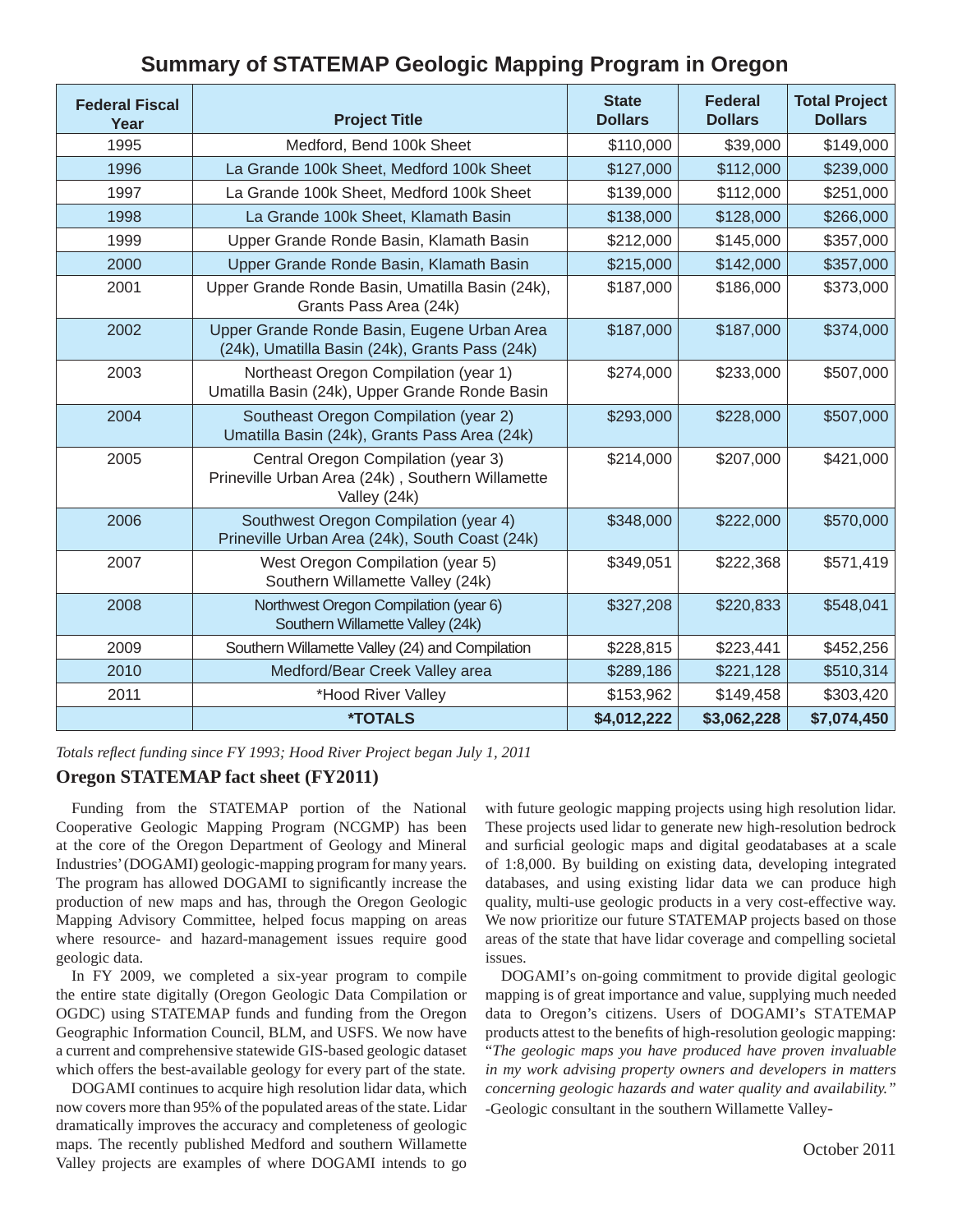## Summary of STATEMAP Geologic Mapping Program in Oregon

| Federal Fiscal Year | Project Title | State Dollars | Federal Dollars | Total Project Dollars |
|---|---|---|---|---|
| 1995 | Medford, Bend 100k Sheet | $110,000 | $39,000 | $149,000 |
| 1996 | La Grande 100k Sheet, Medford 100k Sheet | $127,000 | $112,000 | $239,000 |
| 1997 | La Grande 100k Sheet, Medford 100k Sheet | $139,000 | $112,000 | $251,000 |
| 1998 | La Grande 100k Sheet, Klamath Basin | $138,000 | $128,000 | $266,000 |
| 1999 | Upper Grande Ronde Basin, Klamath Basin | $212,000 | $145,000 | $357,000 |
| 2000 | Upper Grande Ronde Basin, Klamath Basin | $215,000 | $142,000 | $357,000 |
| 2001 | Upper Grande Ronde Basin, Umatilla Basin (24k), Grants Pass Area (24k) | $187,000 | $186,000 | $373,000 |
| 2002 | Upper Grande Ronde Basin, Eugene Urban Area (24k), Umatilla Basin (24k), Grants Pass (24k) | $187,000 | $187,000 | $374,000 |
| 2003 | Northeast Oregon Compilation (year 1) Umatilla Basin (24k), Upper Grande Ronde Basin | $274,000 | $233,000 | $507,000 |
| 2004 | Southeast Oregon Compilation (year 2) Umatilla Basin (24k), Grants Pass Area (24k) | $293,000 | $228,000 | $507,000 |
| 2005 | Central Oregon Compilation (year 3) Prineville Urban Area (24k) , Southern Willamette Valley (24k) | $214,000 | $207,000 | $421,000 |
| 2006 | Southwest Oregon Compilation (year 4) Prineville Urban Area (24k), South Coast (24k) | $348,000 | $222,000 | $570,000 |
| 2007 | West Oregon Compilation (year 5) Southern Willamette Valley (24k) | $349,051 | $222,368 | $571,419 |
| 2008 | Northwest Oregon Compilation (year 6) Southern Willamette Valley (24k) | $327,208 | $220,833 | $548,041 |
| 2009 | Southern Willamette Valley (24) and Compilation | $228,815 | $223,441 | $452,256 |
| 2010 | Medford/Bear Creek Valley area | $289,186 | $221,128 | $510,314 |
| 2011 | *Hood River Valley | $153,962 | $149,458 | $303,420 |
| | ***TOTALS** | **$4,012,222** | **$3,062,228** | **$7,074,450** |

*Totals reflect funding since FY 1993; Hood River Project began July 1, 2011*

### Oregon STATEMAP fact sheet (FY2011)

Funding from the STATEMAP portion of the National Cooperative Geologic Mapping Program (NCGMP) has been at the core of the Oregon Department of Geology and Mineral Industries' (DOGAMI) geologic-mapping program for many years. The program has allowed DOGAMI to significantly increase the production of new maps and has, through the Oregon Geologic Mapping Advisory Committee, helped focus mapping on areas where resource- and hazard-management issues require good geologic data.

In FY 2009, we completed a six-year program to compile the entire state digitally (Oregon Geologic Data Compilation or OGDC) using STATEMAP funds and funding from the Oregon Geographic Information Council, BLM, and USFS. We now have a current and comprehensive statewide GIS-based geologic dataset which offers the best-available geology for every part of the state.

DOGAMI continues to acquire high resolution lidar data, which now covers more than 95% of the populated areas of the state. Lidar dramatically improves the accuracy and completeness of geologic maps. The recently published Medford and southern Willamette Valley projects are examples of where DOGAMI intends to go with future geologic mapping projects using high resolution lidar. These projects used lidar to generate new high-resolution bedrock and surficial geologic maps and digital geodatabases at a scale of 1:8,000. By building on existing data, developing integrated databases, and using existing lidar data we can produce high quality, multi-use geologic products in a very cost-effective way. We now prioritize our future STATEMAP projects based on those areas of the state that have lidar coverage and compelling societal issues.

DOGAMI's on-going commitment to provide digital geologic mapping is of great importance and value, supplying much needed data to Oregon's citizens. Users of DOGAMI's STATEMAP products attest to the benefits of high-resolution geologic mapping: "*The geologic maps you have produced have proven invaluable in my work advising property owners and developers in matters concerning geologic hazards and water quality and availability.*" -Geologic consultant in the southern Willamette Valley-

October 2011